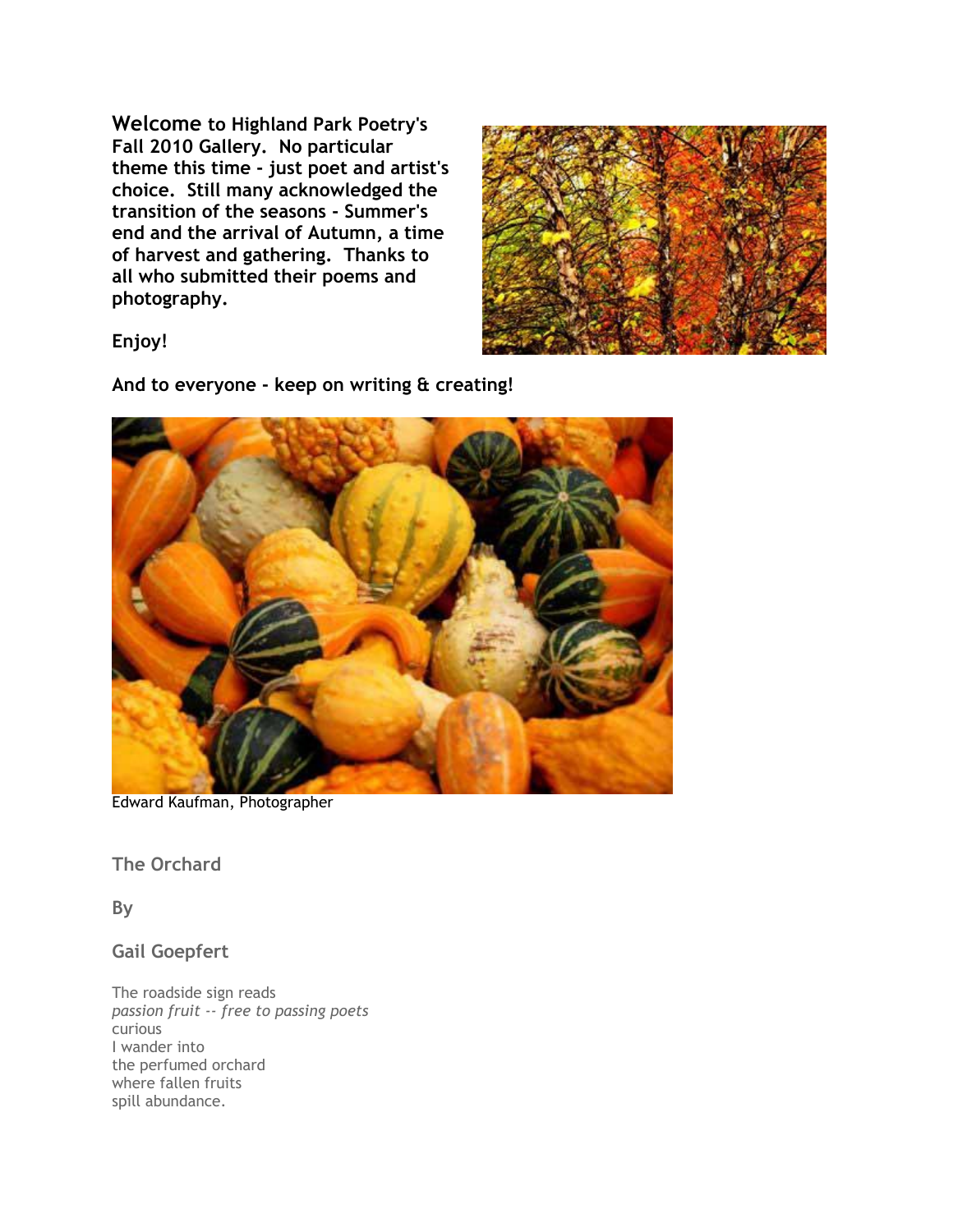**Welcome to Highland Park Poetry's Fall 2010 Gallery. No particular theme this time - just poet and artist's choice. Still many acknowledged the transition of the seasons - Summer's end and the arrival of Autumn, a time of harvest and gathering. Thanks to all who submitted their poems and photography.**

**Enjoy!**

**And to everyone - keep on writing & creating!**

Edward Kaufman, Photographer

## The Orchard

### By

### Gail Goepfert

The roadside sign reads
*passion fruit -- free to passing poets*
curious
I wander into
the perfumed orchard
where fallen fruits
spill abundance.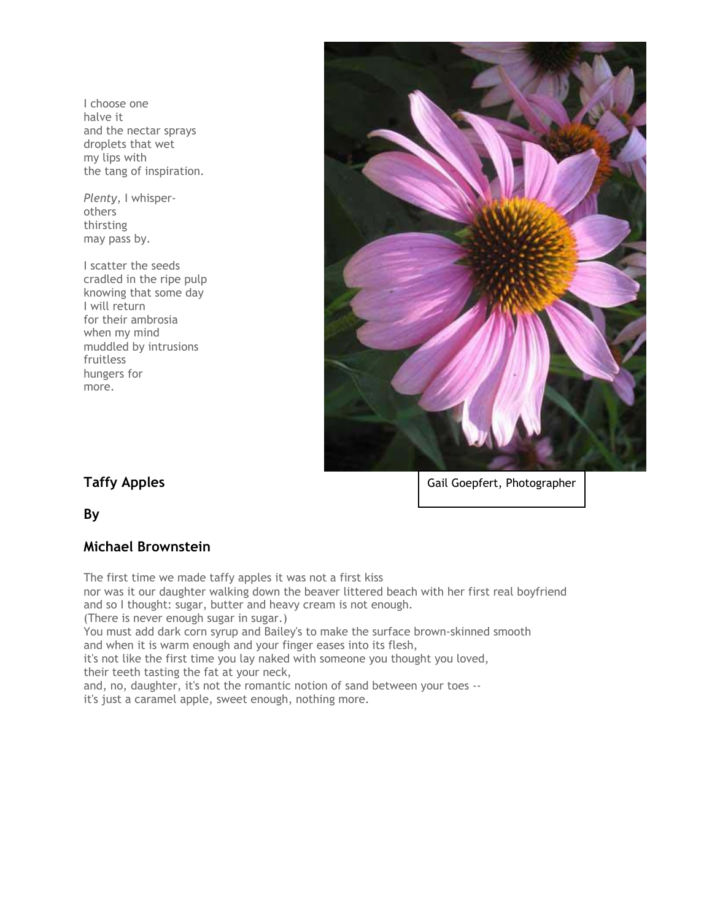I choose one
halve it
and the nectar sprays
droplets that wet
my lips with
the tang of inspiration.

*Plenty,* I whisper-
others
thirsting
may pass by.

I scatter the seeds
cradled in the ripe pulp
knowing that some day
I will return
for their ambrosia
when my mind
muddled by intrusions
fruitless
hungers for
more.

Gail Goepfert, Photographer

**Taffy Apples**

**By**

**Michael Brownstein**

The first time we made taffy apples it was not a first kiss
nor was it our daughter walking down the beaver littered beach with her first real boyfriend
and so I thought: sugar, butter and heavy cream is not enough.
(There is never enough sugar in sugar.)
You must add dark corn syrup and Bailey's to make the surface brown-skinned smooth
and when it is warm enough and your finger eases into its flesh,
it's not like the first time you lay naked with someone you thought you loved,
their teeth tasting the fat at your neck,
and, no, daughter, it's not the romantic notion of sand between your toes --
it's just a caramel apple, sweet enough, nothing more.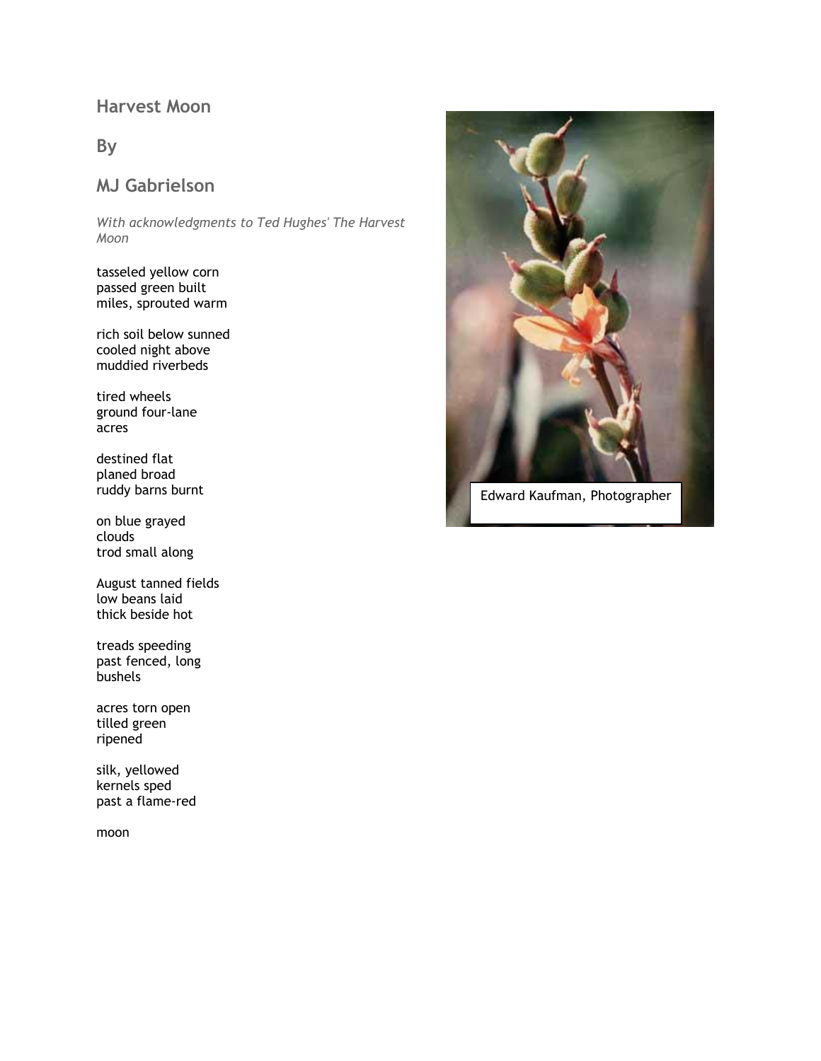## Harvest Moon

## By

## MJ Gabrielson

*With acknowledgments to Ted Hughes' The Harvest Moon*

tasseled yellow corn
passed green built
miles, sprouted warm

rich soil below sunned
cooled night above
muddied riverbeds

tired wheels
ground four-lane
acres

destined flat
planed broad
ruddy barns burnt

on blue grayed
clouds
trod small along

August tanned fields
low beans laid
thick beside hot

treads speeding
past fenced, long
bushels

acres torn open
tilled green
ripened

silk, yellowed
kernels sped
past a flame-red

moon

Edward Kaufman, Photographer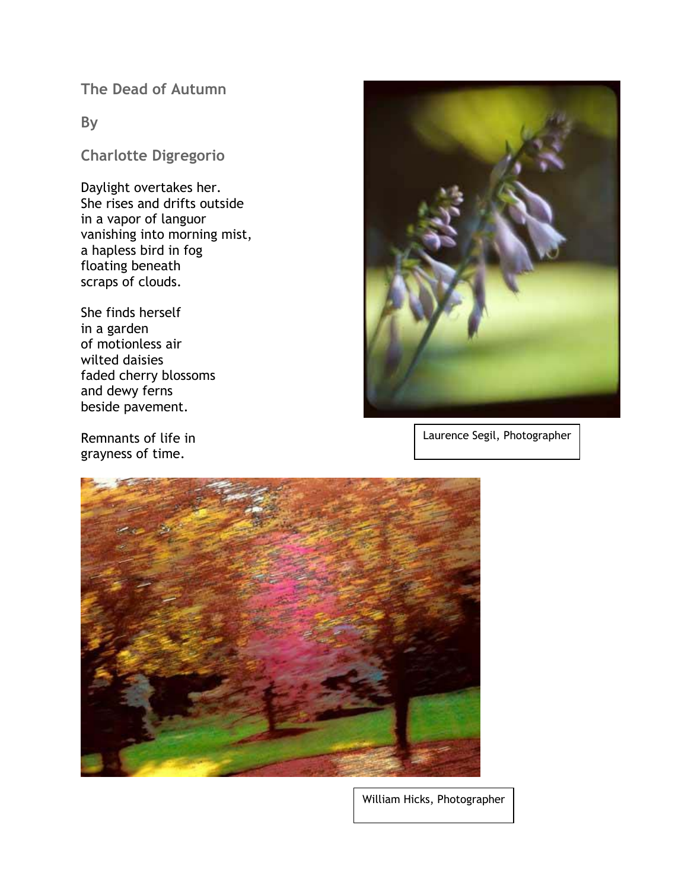## The Dead of Autumn

**By**

**Charlotte Digregorio**

Daylight overtakes her.
She rises and drifts outside
in a vapor of languor
vanishing into morning mist,
a hapless bird in fog
floating beneath
scraps of clouds.

She finds herself
in a garden
of motionless air
wilted daisies
faded cherry blossoms
and dewy ferns
beside pavement.

Remnants of life in
grayness of time.

Laurence Segil, Photographer

William Hicks, Photographer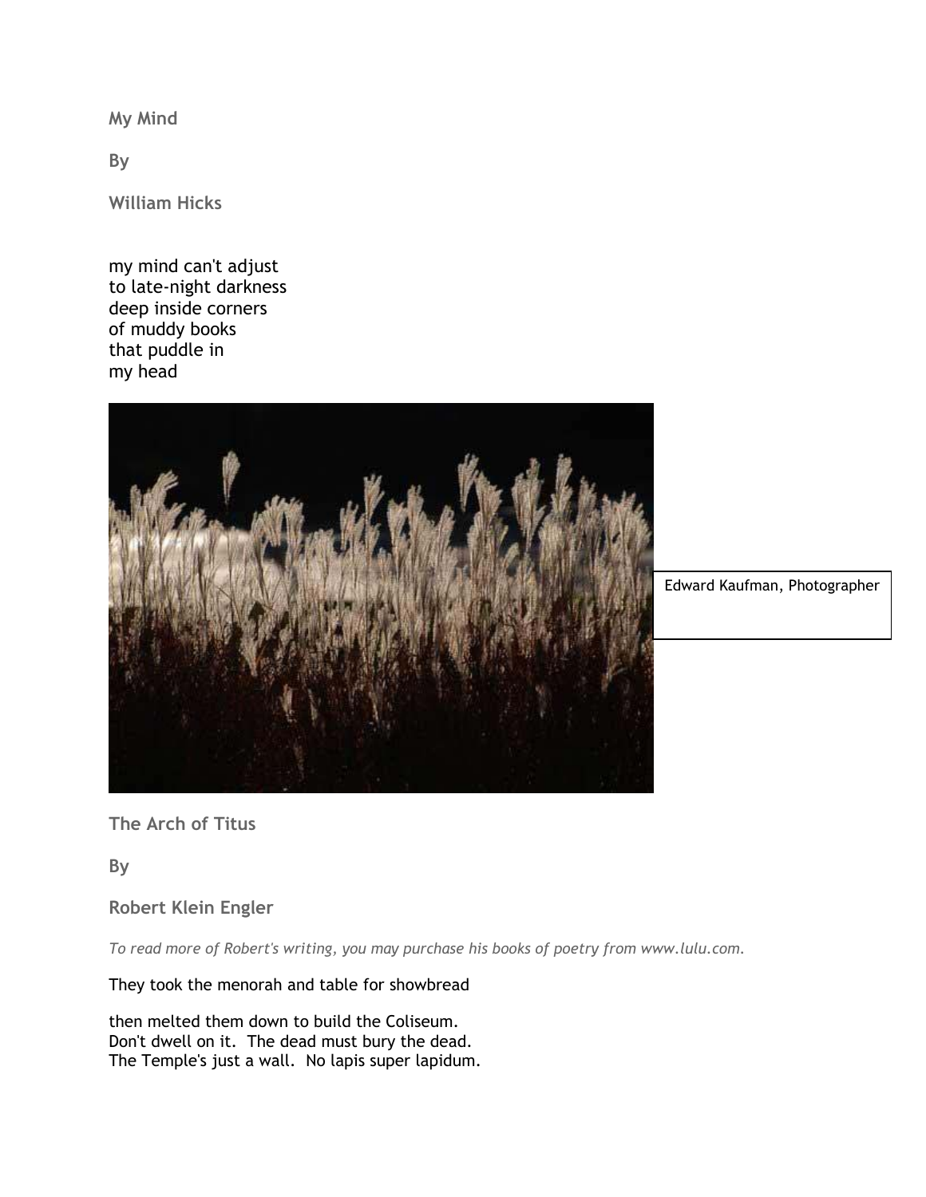**My Mind**

**By**

**William Hicks**

my mind can't adjust
to late-night darkness
deep inside corners
of muddy books
that puddle in
my head

Edward Kaufman, Photographer

**The Arch of Titus**

**By**

**Robert Klein Engler**

*To read more of Robert's writing, you may purchase his books of poetry from www.lulu.com.*

They took the menorah and table for showbread

then melted them down to build the Coliseum.
Don't dwell on it. The dead must bury the dead.
The Temple's just a wall. No lapis super lapidum.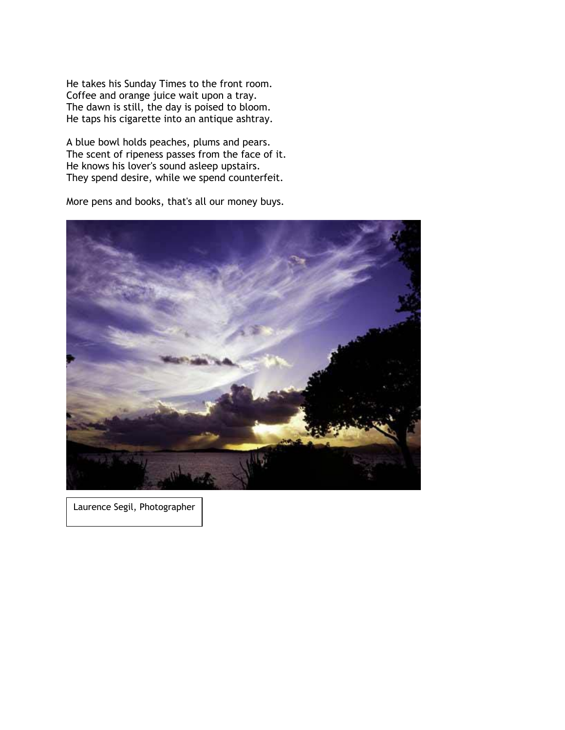He takes his Sunday Times to the front room.  
Coffee and orange juice wait upon a tray.  
The dawn is still, the day is poised to bloom.  
He taps his cigarette into an antique ashtray.

A blue bowl holds peaches, plums and pears.  
The scent of ripeness passes from the face of it.  
He knows his lover's sound asleep upstairs.  
They spend desire, while we spend counterfeit.

More pens and books, that's all our money buys.

Laurence Segil, Photographer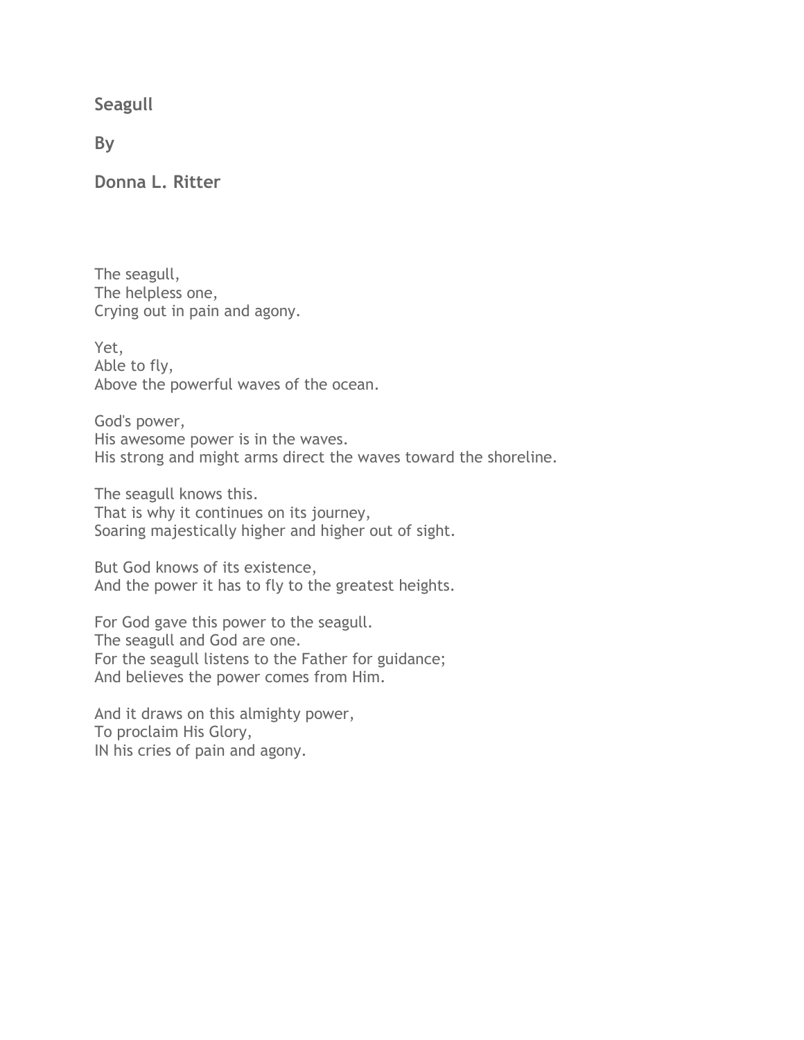# Seagull

**By**

**Donna L. Ritter**

The seagull,
The helpless one,
Crying out in pain and agony.

Yet,
Able to fly,
Above the powerful waves of the ocean.

God's power,
His awesome power is in the waves.
His strong and might arms direct the waves toward the shoreline.

The seagull knows this.
That is why it continues on its journey,
Soaring majestically higher and higher out of sight.

But God knows of its existence,
And the power it has to fly to the greatest heights.

For God gave this power to the seagull.
The seagull and God are one.
For the seagull listens to the Father for guidance;
And believes the power comes from Him.

And it draws on this almighty power,
To proclaim His Glory,
IN his cries of pain and agony.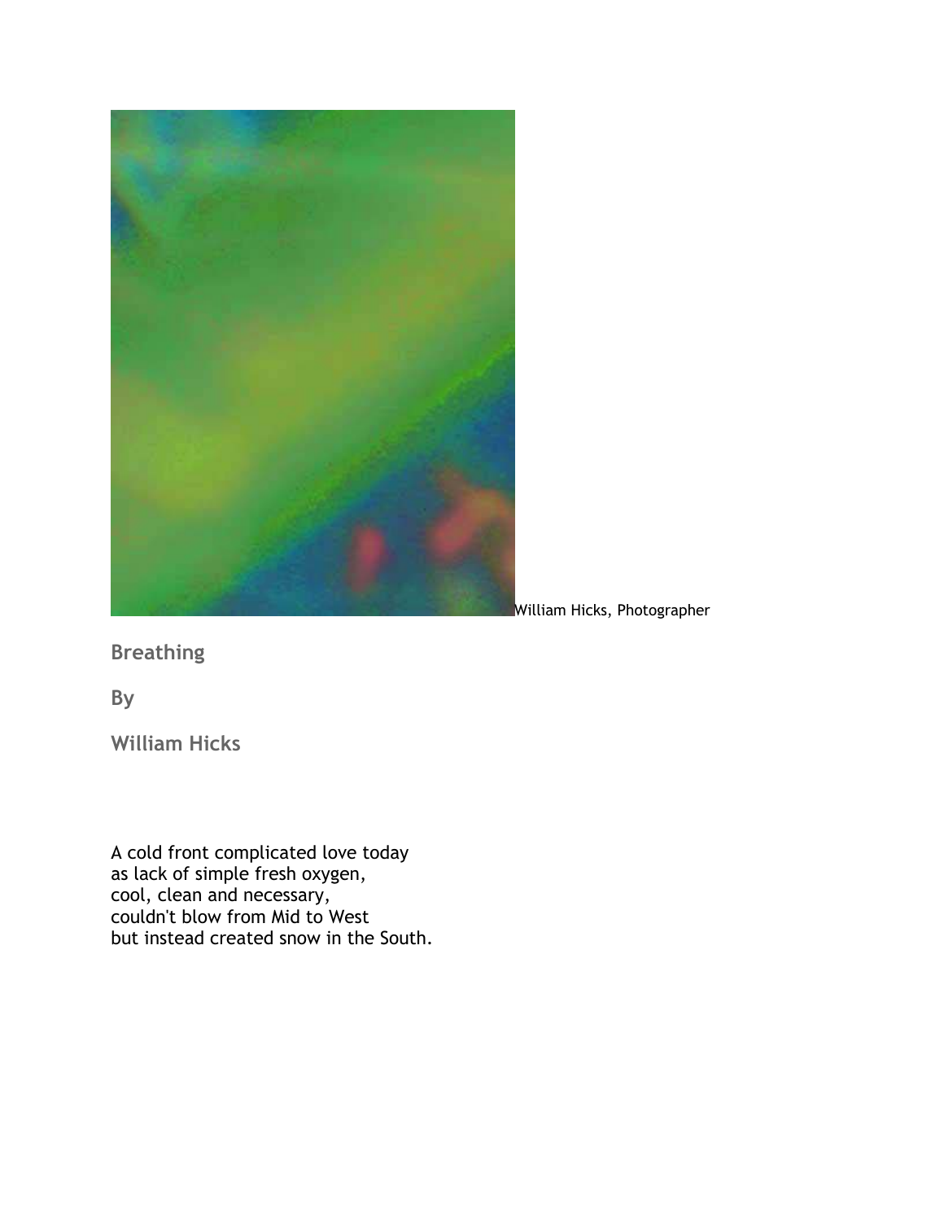William Hicks, Photographer

## Breathing

**By**

**William Hicks**

A cold front complicated love today  
as lack of simple fresh oxygen,  
cool, clean and necessary,  
couldn't blow from Mid to West  
but instead created snow in the South.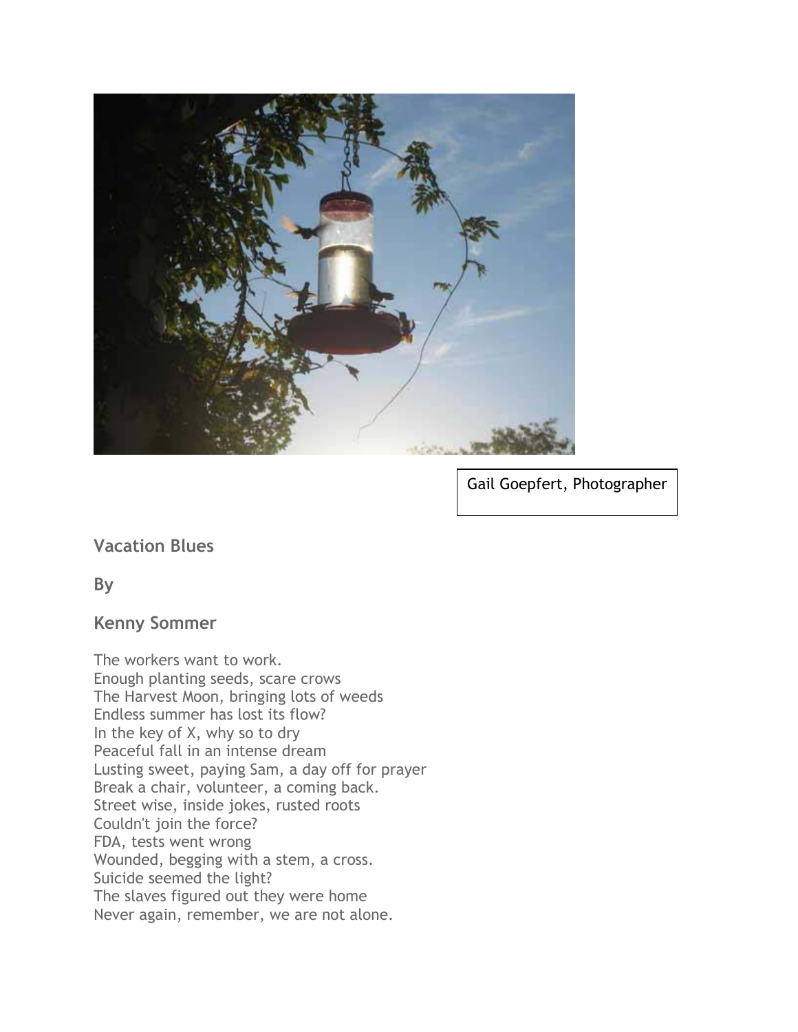Gail Goepfert, Photographer

## Vacation Blues

## By

## Kenny Sommer

The workers want to work.  
Enough planting seeds, scare crows  
The Harvest Moon, bringing lots of weeds  
Endless summer has lost its flow?  
In the key of X, why so to dry  
Peaceful fall in an intense dream  
Lusting sweet, paying Sam, a day off for prayer  
Break a chair, volunteer, a coming back.  
Street wise, inside jokes, rusted roots  
Couldn't join the force?  
FDA, tests went wrong  
Wounded, begging with a stem, a cross.  
Suicide seemed the light?  
The slaves figured out they were home  
Never again, remember, we are not alone.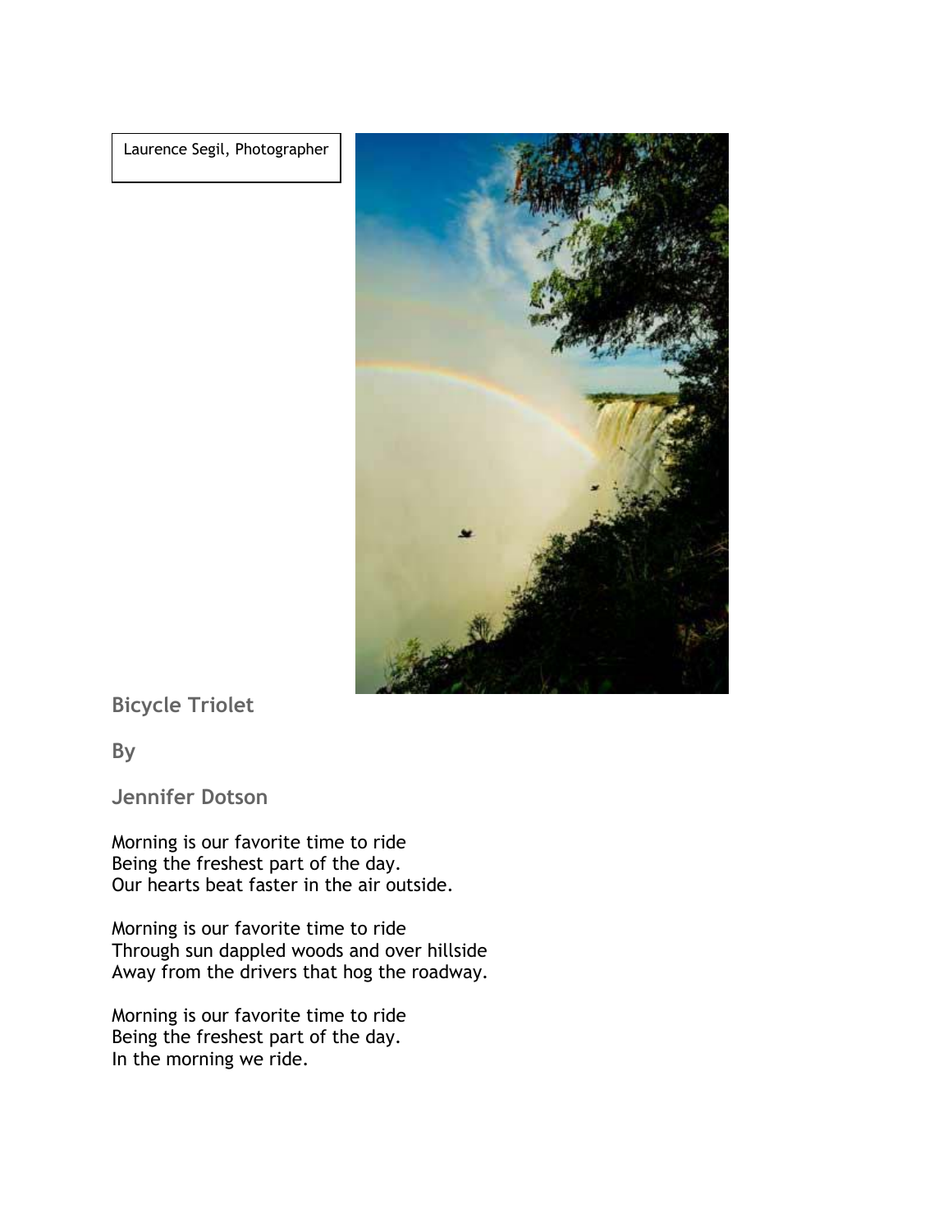Laurence Segil, Photographer

## Bicycle Triolet

## By

## Jennifer Dotson

Morning is our favorite time to ride
Being the freshest part of the day.
Our hearts beat faster in the air outside.

Morning is our favorite time to ride
Through sun dappled woods and over hillside
Away from the drivers that hog the roadway.

Morning is our favorite time to ride
Being the freshest part of the day.
In the morning we ride.